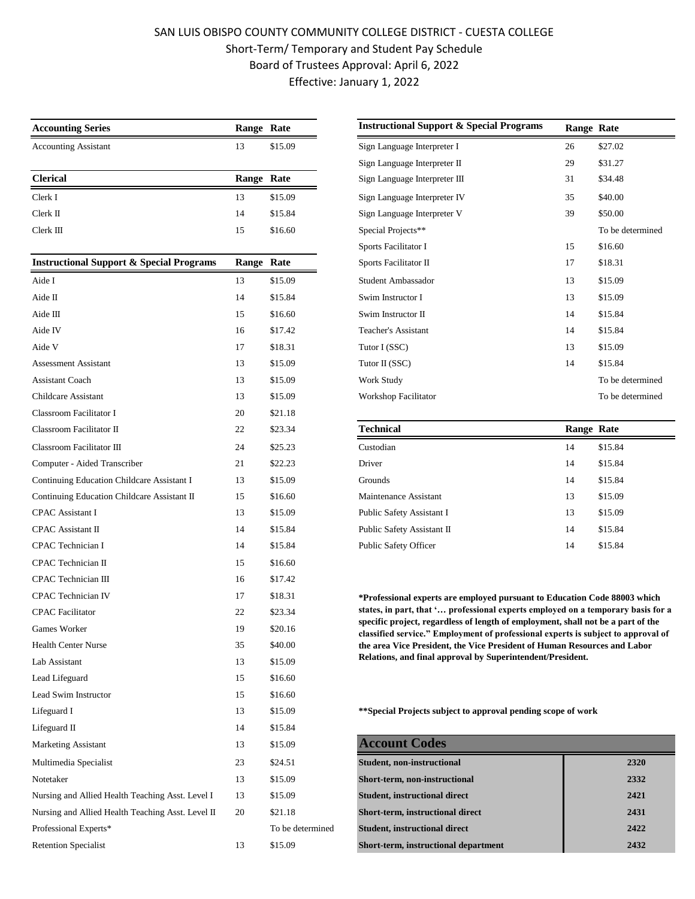# SAN LUIS OBISPO COUNTY COMMUNITY COLLEGE DISTRICT - CUESTA COLLEGE

Short-Term/ Temporary and Student Pay Schedule

Board of Trustees Approval: April 6, 2022

Effective: January 1, 2022

| Accounting Series | Range | Rate |
|---|---|---|
| Accounting Assistant | 13 | $15.09 |

| Clerical | Range | Rate |
|---|---|---|
| Clerk I | 13 | $15.09 |
| Clerk II | 14 | $15.84 |
| Clerk III | 15 | $16.60 |

| Instructional Support & Special Programs | Range | Rate |
|---|---|---|
| Aide I | 13 | $15.09 |
| Aide II | 14 | $15.84 |
| Aide III | 15 | $16.60 |
| Aide IV | 16 | $17.42 |
| Aide V | 17 | $18.31 |
| Assessment Assistant | 13 | $15.09 |
| Assistant Coach | 13 | $15.09 |
| Childcare Assistant | 13 | $15.09 |
| Classroom Facilitator I | 20 | $21.18 |
| Classroom Facilitator II | 22 | $23.34 |
| Classroom Facilitator III | 24 | $25.23 |
| Computer - Aided Transcriber | 21 | $22.23 |
| Continuing Education Childcare Assistant I | 13 | $15.09 |
| Continuing Education Childcare Assistant II | 15 | $16.60 |
| CPAC Assistant I | 13 | $15.09 |
| CPAC Assistant II | 14 | $15.84 |
| CPAC Technician I | 14 | $15.84 |
| CPAC Technician II | 15 | $16.60 |
| CPAC Technician III | 16 | $17.42 |
| CPAC Technician IV | 17 | $18.31 |
| CPAC Facilitator | 22 | $23.34 |
| Games Worker | 19 | $20.16 |
| Health Center Nurse | 35 | $40.00 |
| Lab Assistant | 13 | $15.09 |
| Lead Lifeguard | 15 | $16.60 |
| Lead Swim Instructor | 15 | $16.60 |
| Lifeguard I | 13 | $15.09 |
| Lifeguard II | 14 | $15.84 |
| Marketing Assistant | 13 | $15.09 |
| Multimedia Specialist | 23 | $24.51 |
| Notetaker | 13 | $15.09 |
| Nursing and Allied Health Teaching Asst. Level I | 13 | $15.09 |
| Nursing and Allied Health Teaching Asst. Level II | 20 | $21.18 |
| Professional Experts* | | To be determined |
| Retention Specialist | 13 | $15.09 |

| Instructional Support & Special Programs | Range | Rate |
|---|---|---|
| Sign Language Interpreter I | 26 | $27.02 |
| Sign Language Interpreter II | 29 | $31.27 |
| Sign Language Interpreter III | 31 | $34.48 |
| Sign Language Interpreter IV | 35 | $40.00 |
| Sign Language Interpreter V | 39 | $50.00 |
| Special Projects** | | To be determined |
| Sports Facilitator I | 15 | $16.60 |
| Sports Facilitator II | 17 | $18.31 |
| Student Ambassador | 13 | $15.09 |
| Swim Instructor I | 13 | $15.09 |
| Swim Instructor II | 14 | $15.84 |
| Teacher's Assistant | 14 | $15.84 |
| Tutor I (SSC) | 13 | $15.09 |
| Tutor II (SSC) | 14 | $15.84 |
| Work Study | | To be determined |
| Workshop Facilitator | | To be determined |

| Technical | Range | Rate |
|---|---|---|
| Custodian | 14 | $15.84 |
| Driver | 14 | $15.84 |
| Grounds | 14 | $15.84 |
| Maintenance Assistant | 13 | $15.09 |
| Public Safety Assistant I | 13 | $15.09 |
| Public Safety Assistant II | 14 | $15.84 |
| Public Safety Officer | 14 | $15.84 |

**\*Professional experts are employed pursuant to Education Code 88003 which states, in part, that '… professional experts employed on a temporary basis for a specific project, regardless of length of employment, shall not be a part of the classified service." Employment of professional experts is subject to approval of the area Vice President, the Vice President of Human Resources and Labor Relations, and final approval by Superintendent/President.**

**\*\*Special Projects subject to approval pending scope of work**

| Account Codes | |
|---|---|
| **Student, non-instructional** | **2320** |
| **Short-term, non-instructional** | **2332** |
| **Student, instructional direct** | **2421** |
| **Short-term, instructional direct** | **2431** |
| **Student, instructional direct** | **2422** |
| **Short-term, instructional department** | **2432** |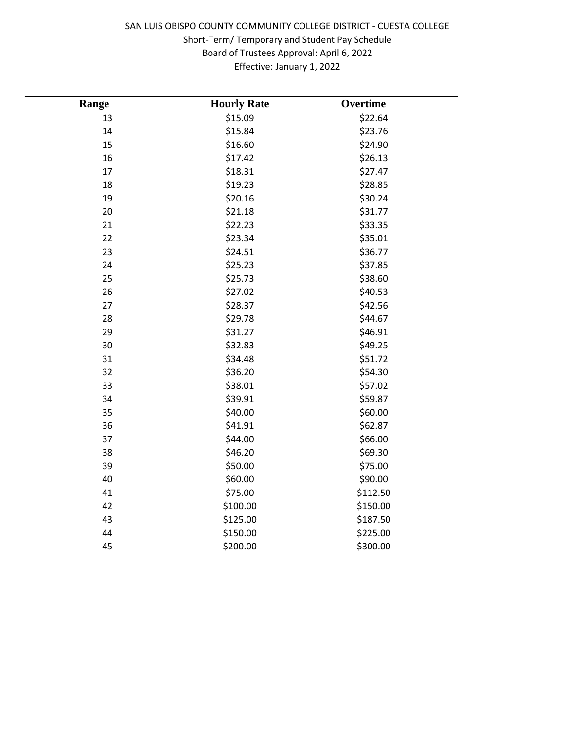SAN LUIS OBISPO COUNTY COMMUNITY COLLEGE DISTRICT - CUESTA COLLEGE

Short-Term/ Temporary and Student Pay Schedule

Board of Trustees Approval: April 6, 2022

Effective: January 1, 2022

| Range | Hourly Rate | Overtime |
|---|---|---|
| 13 | $15.09 | $22.64 |
| 14 | $15.84 | $23.76 |
| 15 | $16.60 | $24.90 |
| 16 | $17.42 | $26.13 |
| 17 | $18.31 | $27.47 |
| 18 | $19.23 | $28.85 |
| 19 | $20.16 | $30.24 |
| 20 | $21.18 | $31.77 |
| 21 | $22.23 | $33.35 |
| 22 | $23.34 | $35.01 |
| 23 | $24.51 | $36.77 |
| 24 | $25.23 | $37.85 |
| 25 | $25.73 | $38.60 |
| 26 | $27.02 | $40.53 |
| 27 | $28.37 | $42.56 |
| 28 | $29.78 | $44.67 |
| 29 | $31.27 | $46.91 |
| 30 | $32.83 | $49.25 |
| 31 | $34.48 | $51.72 |
| 32 | $36.20 | $54.30 |
| 33 | $38.01 | $57.02 |
| 34 | $39.91 | $59.87 |
| 35 | $40.00 | $60.00 |
| 36 | $41.91 | $62.87 |
| 37 | $44.00 | $66.00 |
| 38 | $46.20 | $69.30 |
| 39 | $50.00 | $75.00 |
| 40 | $60.00 | $90.00 |
| 41 | $75.00 | $112.50 |
| 42 | $100.00 | $150.00 |
| 43 | $125.00 | $187.50 |
| 44 | $150.00 | $225.00 |
| 45 | $200.00 | $300.00 |